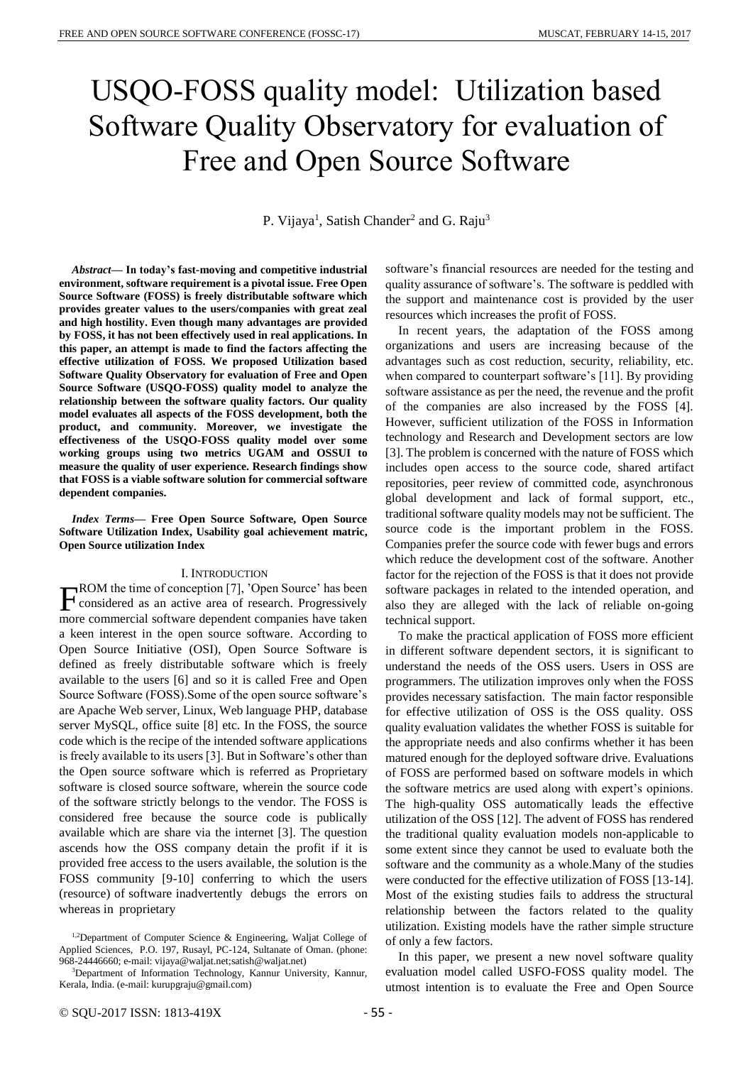# USQO-FOSS quality model: Utilization based Software Quality Observatory for evaluation of Free and Open Source Software

P. Vijaya[1], Satish Chander[2] and G. Raju[3]

***Abstract*— In today's fast-moving and competitive industrial environment, software requirement is a pivotal issue. Free Open Source Software (FOSS) is freely distributable software which provides greater values to the users/companies with great zeal and high hostility. Even though many advantages are provided by FOSS, it has not been effectively used in real applications. In this paper, an attempt is made to find the factors affecting the effective utilization of FOSS. We proposed Utilization based Software Quality Observatory for evaluation of Free and Open Source Software (USQO-FOSS) quality model to analyze the relationship between the software quality factors. Our quality model evaluates all aspects of the FOSS development, both the product, and community. Moreover, we investigate the effectiveness of the USQO-FOSS quality model over some working groups using two metrics UGAM and OSSUI to measure the quality of user experience. Research findings show that FOSS is a viable software solution for commercial software dependent companies.**

***Index Terms*— Free Open Source Software, Open Source Software Utilization Index, Usability goal achievement matric, Open Source utilization Index**

## I. Introduction

FROM the time of conception [7], 'Open Source' has been considered as an active area of research. Progressively more commercial software dependent companies have taken a keen interest in the open source software. According to Open Source Initiative (OSI), Open Source Software is defined as freely distributable software which is freely available to the users [6] and so it is called Free and Open Source Software (FOSS).Some of the open source software's are Apache Web server, Linux, Web language PHP, database server MySQL, office suite [8] etc. In the FOSS, the source code which is the recipe of the intended software applications is freely available to its users [3]. But in Software's other than the Open source software which is referred as Proprietary software is closed source software, wherein the source code of the software strictly belongs to the vendor. The FOSS is considered free because the source code is publically available which are share via the internet [3]. The question ascends how the OSS company detain the profit if it is provided free access to the users available, the solution is the FOSS community [9-10] conferring to which the users (resource) of software inadvertently debugs the errors on whereas in proprietary software's financial resources are needed for the testing and quality assurance of software's. The software is peddled with the support and maintenance cost is provided by the user resources which increases the profit of FOSS.

In recent years, the adaptation of the FOSS among organizations and users are increasing because of the advantages such as cost reduction, security, reliability, etc. when compared to counterpart software's [11]. By providing software assistance as per the need, the revenue and the profit of the companies are also increased by the FOSS [4]. However, sufficient utilization of the FOSS in Information technology and Research and Development sectors are low [3]. The problem is concerned with the nature of FOSS which includes open access to the source code, shared artifact repositories, peer review of committed code, asynchronous global development and lack of formal support, etc., traditional software quality models may not be sufficient. The source code is the important problem in the FOSS. Companies prefer the source code with fewer bugs and errors which reduce the development cost of the software. Another factor for the rejection of the FOSS is that it does not provide software packages in related to the intended operation, and also they are alleged with the lack of reliable on-going technical support.

To make the practical application of FOSS more efficient in different software dependent sectors, it is significant to understand the needs of the OSS users. Users in OSS are programmers. The utilization improves only when the FOSS provides necessary satisfaction. The main factor responsible for effective utilization of OSS is the OSS quality. OSS quality evaluation validates the whether FOSS is suitable for the appropriate needs and also confirms whether it has been matured enough for the deployed software drive. Evaluations of FOSS are performed based on software models in which the software metrics are used along with expert's opinions. The high-quality OSS automatically leads the effective utilization of the OSS [12]. The advent of FOSS has rendered the traditional quality evaluation models non-applicable to some extent since they cannot be used to evaluate both the software and the community as a whole.Many of the studies were conducted for the effective utilization of FOSS [13-14]. Most of the existing studies fails to address the structural relationship between the factors related to the quality utilization. Existing models have the rather simple structure of only a few factors.

In this paper, we present a new novel software quality evaluation model called USFO-FOSS quality model. The utmost intention is to evaluate the Free and Open Source

[1,2]Department of Computer Science & Engineering, Waljat College of Applied Sciences, P.O. 197, Rusayl, PC-124, Sultanate of Oman. (phone: 968-24446660; e-mail: vijaya@waljat.net;satish@waljat.net)

[3]Department of Information Technology, Kannur University, Kannur, Kerala, India. (e-mail: kurupgraju@gmail.com)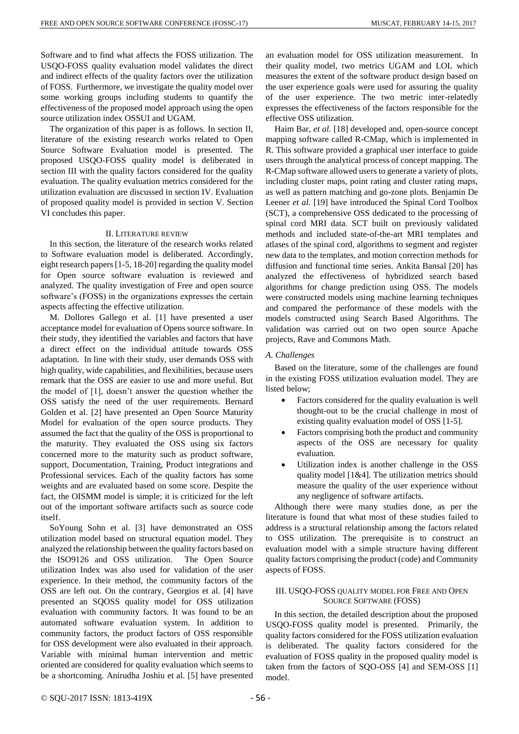Software and to find what affects the FOSS utilization. The USQO-FOSS quality evaluation model validates the direct and indirect effects of the quality factors over the utilization of FOSS. Furthermore, we investigate the quality model over some working groups including students to quantify the effectiveness of the proposed model approach using the open source utilization index OSSUI and UGAM.

The organization of this paper is as follows. In section II, literature of the existing research works related to Open Source Software Evaluation model is presented. The proposed USQO-FOSS quality model is deliberated in section III with the quality factors considered for the quality evaluation. The quality evaluation metrics considered for the utilization evaluation are discussed in section IV. Evaluation of proposed quality model is provided in section V. Section VI concludes this paper.

## II. Literature review

In this section, the literature of the research works related to Software evaluation model is deliberated. Accordingly, eight research papers [1-5, 18-20] regarding the quality model for Open source software evaluation is reviewed and analyzed. The quality investigation of Free and open source software's (FOSS) in the organizations expresses the certain aspects affecting the effective utilization.

M. Dollores Gallego et al. [1] have presented a user acceptance model for evaluation of Opens source software. In their study, they identified the variables and factors that have a direct effect on the individual attitude towards OSS adaptation. In line with their study, user demands OSS with high quality, wide capabilities, and flexibilities, because users remark that the OSS are easier to use and more useful. But the model of [1], doesn't answer the question whether the OSS satisfy the need of the user requirements. Bernard Golden et al. [2] have presented an Open Source Maturity Model for evaluation of the open source products. They assumed the fact that the quality of the OSS is proportional to the maturity. They evaluated the OSS using six factors concerned more to the maturity such as product software, support, Documentation, Training, Product integrations and Professional services. Each of the quality factors has some weights and are evaluated based on some score. Despite the fact, the OISMM model is simple; it is criticized for the left out of the important software artifacts such as source code itself.

SoYoung Sohn et al. [3] have demonstrated an OSS utilization model based on structural equation model. They analyzed the relationship between the quality factors based on the ISO9126 and OSS utilization. The Open Source utilization Index was also used for validation of the user experience. In their method, the community factors of the OSS are left out. On the contrary, Georgios et al. [4] have presented an SQOSS quality model for OSS utilization evaluation with community factors. It was found to be an automated software evaluation system. In addition to community factors, the product factors of OSS responsible for OSS development were also evaluated in their approach. Variable with minimal human intervention and metric oriented are considered for quality evaluation which seems to be a shortcoming. Anirudha Joshiu et al. [5] have presented an evaluation model for OSS utilization measurement. In their quality model, two metrics UGAM and LOL which measures the extent of the software product design based on the user experience goals were used for assuring the quality of the user experience. The two metric inter-relatedly expresses the effectiveness of the factors responsible for the effective OSS utilization.

Haim Bar, *et al.* [18] developed and, open-source concept mapping software called R-CMap, which is implemented in R. This software provided a graphical user interface to guide users through the analytical process of concept mapping. The R-CMap software allowed users to generate a variety of plots, including cluster maps, point rating and cluster rating maps, as well as pattern matching and go-zone plots. Benjamin De Leener *et al.* [19] have introduced the Spinal Cord Toolbox (SCT), a comprehensive OSS dedicated to the processing of spinal cord MRI data. SCT built on previously validated methods and included state-of-the-art MRI templates and atlases of the spinal cord, algorithms to segment and register new data to the templates, and motion correction methods for diffusion and functional time series. Ankita Bansal [20] has analyzed the effectiveness of hybridized search based algorithms for change prediction using OSS. The models were constructed models using machine learning techniques and compared the performance of these models with the models constructed using Search Based Algorithms. The validation was carried out on two open source Apache projects, Rave and Commons Math.

### *A. Challenges*

Based on the literature, some of the challenges are found in the existing FOSS utilization evaluation model. They are listed below;

- Factors considered for the quality evaluation is well thought-out to be the crucial challenge in most of existing quality evaluation model of OSS [1-5].
- Factors comprising both the product and community aspects of the OSS are necessary for quality evaluation.
- Utilization index is another challenge in the OSS quality model [1&4]. The utilization metrics should measure the quality of the user experience without any negligence of software artifacts.

Although there were many studies done, as per the literature is found that what most of these studies failed to address is a structural relationship among the factors related to OSS utilization. The prerequisite is to construct an evaluation model with a simple structure having different quality factors comprising the product (code) and Community aspects of FOSS.

## III. USQO-FOSS Quality Model for Free and Open Source Software (FOSS)

In this section, the detailed description about the proposed USQO-FOSS quality model is presented. Primarily, the quality factors considered for the FOSS utilization evaluation is deliberated. The quality factors considered for the evaluation of FOSS quality in the proposed quality model is taken from the factors of SQO-OSS [4] and SEM-OSS [1] model.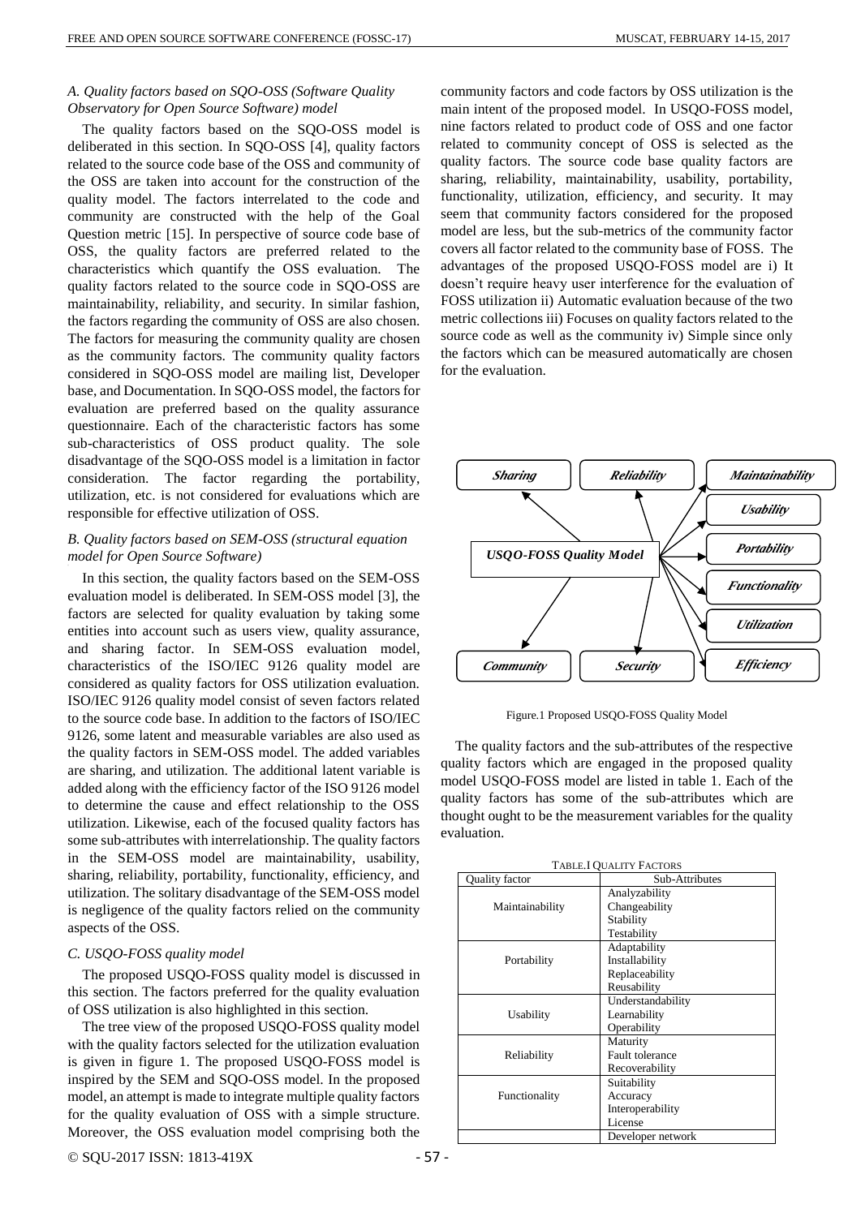### A. Quality factors based on SQO-OSS (Software Quality Observatory for Open Source Software) model

The quality factors based on the SQO-OSS model is deliberated in this section. In SQO-OSS [4], quality factors related to the source code base of the OSS and community of the OSS are taken into account for the construction of the quality model. The factors interrelated to the code and community are constructed with the help of the Goal Question metric [15]. In perspective of source code base of OSS, the quality factors are preferred related to the characteristics which quantify the OSS evaluation. The quality factors related to the source code in SQO-OSS are maintainability, reliability, and security. In similar fashion, the factors regarding the community of OSS are also chosen. The factors for measuring the community quality are chosen as the community factors. The community quality factors considered in SQO-OSS model are mailing list, Developer base, and Documentation. In SQO-OSS model, the factors for evaluation are preferred based on the quality assurance questionnaire. Each of the characteristic factors has some sub-characteristics of OSS product quality. The sole disadvantage of the SQO-OSS model is a limitation in factor consideration. The factor regarding the portability, utilization, etc. is not considered for evaluations which are responsible for effective utilization of OSS.

### B. Quality factors based on SEM-OSS (structural equation model for Open Source Software)

In this section, the quality factors based on the SEM-OSS evaluation model is deliberated. In SEM-OSS model [3], the factors are selected for quality evaluation by taking some entities into account such as users view, quality assurance, and sharing factor. In SEM-OSS evaluation model, characteristics of the ISO/IEC 9126 quality model are considered as quality factors for OSS utilization evaluation. ISO/IEC 9126 quality model consist of seven factors related to the source code base. In addition to the factors of ISO/IEC 9126, some latent and measurable variables are also used as the quality factors in SEM-OSS model. The added variables are sharing, and utilization. The additional latent variable is added along with the efficiency factor of the ISO 9126 model to determine the cause and effect relationship to the OSS utilization. Likewise, each of the focused quality factors has some sub-attributes with interrelationship. The quality factors in the SEM-OSS model are maintainability, usability, sharing, reliability, portability, functionality, efficiency, and utilization. The solitary disadvantage of the SEM-OSS model is negligence of the quality factors relied on the community aspects of the OSS.

### C. USQO-FOSS quality model

The proposed USQO-FOSS quality model is discussed in this section. The factors preferred for the quality evaluation of OSS utilization is also highlighted in this section.

The tree view of the proposed USQO-FOSS quality model with the quality factors selected for the utilization evaluation is given in figure 1. The proposed USQO-FOSS model is inspired by the SEM and SQO-OSS model. In the proposed model, an attempt is made to integrate multiple quality factors for the quality evaluation of OSS with a simple structure. Moreover, the OSS evaluation model comprising both the community factors and code factors by OSS utilization is the main intent of the proposed model. In USQO-FOSS model, nine factors related to product code of OSS and one factor related to community concept of OSS is selected as the quality factors. The source code base quality factors are sharing, reliability, maintainability, usability, portability, functionality, utilization, efficiency, and security. It may seem that community factors considered for the proposed model are less, but the sub-metrics of the community factor covers all factor related to the community base of FOSS. The advantages of the proposed USQO-FOSS model are i) It doesn't require heavy user interference for the evaluation of FOSS utilization ii) Automatic evaluation because of the two metric collections iii) Focuses on quality factors related to the source code as well as the community iv) Simple since only the factors which can be measured automatically are chosen for the evaluation.

*USQO-FOSS Quality Model* → *Sharing*, *Reliability*, *Maintainability*, *Usability*, *Portability*, *Functionality*, *Utilization*, *Efficiency*, *Security*, *Community*

Figure.1 Proposed USQO-FOSS Quality Model

The quality factors and the sub-attributes of the respective quality factors which are engaged in the proposed quality model USQO-FOSS model are listed in table 1. Each of the quality factors has some of the sub-attributes which are thought ought to be the measurement variables for the quality evaluation.

TABLE.I QUALITY FACTORS

| Quality factor | Sub-Attributes |
|---|---|
| Maintainability | Analyzability<br>Changeability<br>Stability<br>Testability |
| Portability | Adaptability<br>Installability<br>Replaceability<br>Reusability |
| Usability | Understandability<br>Learnability<br>Operability |
| Reliability | Maturity<br>Fault tolerance<br>Recoverability |
| Functionality | Suitability<br>Accuracy<br>Interoperability<br>License |
| | Developer network |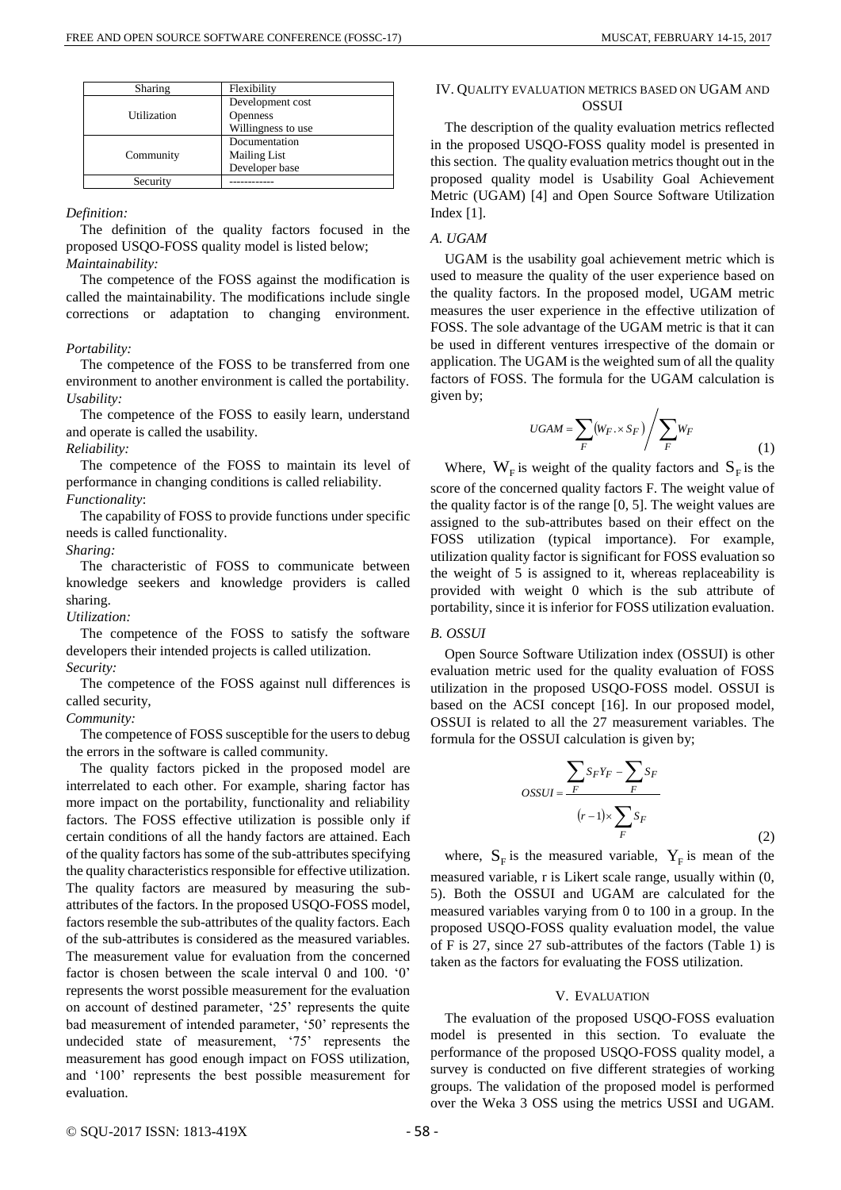| Sharing | Flexibility |
|---|---|
| Utilization | Development cost<br>Openness<br>Willingness to use |
| Community | Documentation<br>Mailing List<br>Developer base |
| Security | ------------ |

*Definition:*

The definition of the quality factors focused in the proposed USQO-FOSS quality model is listed below;

*Maintainability:*

The competence of the FOSS against the modification is called the maintainability. The modifications include single corrections or adaptation to changing environment.

*Portability:*

The competence of the FOSS to be transferred from one environment to another environment is called the portability.

*Usability:*

The competence of the FOSS to easily learn, understand and operate is called the usability.

*Reliability:*

The competence of the FOSS to maintain its level of performance in changing conditions is called reliability.

*Functionality*:

The capability of FOSS to provide functions under specific needs is called functionality.

*Sharing:*

The characteristic of FOSS to communicate between knowledge seekers and knowledge providers is called sharing.

*Utilization:*

The competence of the FOSS to satisfy the software developers their intended projects is called utilization.

*Security:*

The competence of the FOSS against null differences is called security,

*Community:*

The competence of FOSS susceptible for the users to debug the errors in the software is called community.

The quality factors picked in the proposed model are interrelated to each other. For example, sharing factor has more impact on the portability, functionality and reliability factors. The FOSS effective utilization is possible only if certain conditions of all the handy factors are attained. Each of the quality factors has some of the sub-attributes specifying the quality characteristics responsible for effective utilization. The quality factors are measured by measuring the sub-attributes of the factors. In the proposed USQO-FOSS model, factors resemble the sub-attributes of the quality factors. Each of the sub-attributes is considered as the measured variables. The measurement value for evaluation from the concerned factor is chosen between the scale interval 0 and 100. '0' represents the worst possible measurement for the evaluation on account of destined parameter, '25' represents the quite bad measurement of intended parameter, '50' represents the undecided state of measurement, '75' represents the measurement has good enough impact on FOSS utilization, and '100' represents the best possible measurement for evaluation.

## IV. Quality Evaluation Metrics Based on UGAM and OSSUI

The description of the quality evaluation metrics reflected in the proposed USQO-FOSS quality model is presented in this section. The quality evaluation metrics thought out in the proposed quality model is Usability Goal Achievement Metric (UGAM) [4] and Open Source Software Utilization Index [1].

### *A. UGAM*

UGAM is the usability goal achievement metric which is used to measure the quality of the user experience based on the quality factors. In the proposed model, UGAM metric measures the user experience in the effective utilization of FOSS. The sole advantage of the UGAM metric is that it can be used in different ventures irrespective of the domain or application. The UGAM is the weighted sum of all the quality factors of FOSS. The formula for the UGAM calculation is given by;

$$UGAM = \sum_F (W_F . \times S_F) \Big/ \sum_F W_F \tag{1}$$

Where, $W_F$ is weight of the quality factors and $S_F$ is the score of the concerned quality factors F. The weight value of the quality factor is of the range [0, 5]. The weight values are assigned to the sub-attributes based on their effect on the FOSS utilization (typical importance). For example, utilization quality factor is significant for FOSS evaluation so the weight of 5 is assigned to it, whereas replaceability is provided with weight 0 which is the sub attribute of portability, since it is inferior for FOSS utilization evaluation.

### *B. OSSUI*

Open Source Software Utilization index (OSSUI) is other evaluation metric used for the quality evaluation of FOSS utilization in the proposed USQO-FOSS model. OSSUI is based on the ACSI concept [16]. In our proposed model, OSSUI is related to all the 27 measurement variables. The formula for the OSSUI calculation is given by;

$$OSSUI = \frac{\sum_F S_F Y_F - \sum_F S_F}{(r-1) \times \sum_F S_F} \tag{2}$$

where, $S_F$ is the measured variable, $Y_F$ is mean of the measured variable, r is Likert scale range, usually within (0, 5). Both the OSSUI and UGAM are calculated for the measured variables varying from 0 to 100 in a group. In the proposed USQO-FOSS quality evaluation model, the value of F is 27, since 27 sub-attributes of the factors (Table 1) is taken as the factors for evaluating the FOSS utilization.

## V. Evaluation

The evaluation of the proposed USQO-FOSS evaluation model is presented in this section. To evaluate the performance of the proposed USQO-FOSS quality model, a survey is conducted on five different strategies of working groups. The validation of the proposed model is performed over the Weka 3 OSS using the metrics USSI and UGAM.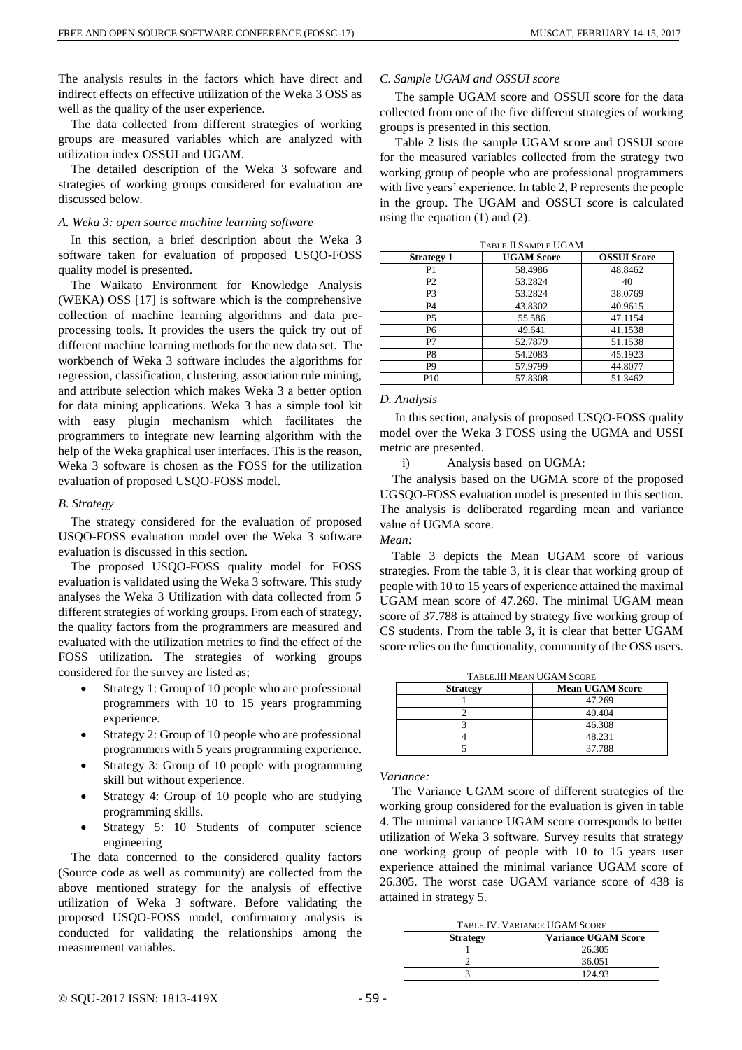The analysis results in the factors which have direct and indirect effects on effective utilization of the Weka 3 OSS as well as the quality of the user experience.

The data collected from different strategies of working groups are measured variables which are analyzed with utilization index OSSUI and UGAM.

The detailed description of the Weka 3 software and strategies of working groups considered for evaluation are discussed below.

### *A. Weka 3: open source machine learning software*

In this section, a brief description about the Weka 3 software taken for evaluation of proposed USQO-FOSS quality model is presented.

The Waikato Environment for Knowledge Analysis (WEKA) OSS [17] is software which is the comprehensive collection of machine learning algorithms and data pre-processing tools. It provides the users the quick try out of different machine learning methods for the new data set. The workbench of Weka 3 software includes the algorithms for regression, classification, clustering, association rule mining, and attribute selection which makes Weka 3 a better option for data mining applications. Weka 3 has a simple tool kit with easy plugin mechanism which facilitates the programmers to integrate new learning algorithm with the help of the Weka graphical user interfaces. This is the reason, Weka 3 software is chosen as the FOSS for the utilization evaluation of proposed USQO-FOSS model.

### *B. Strategy*

The strategy considered for the evaluation of proposed USQO-FOSS evaluation model over the Weka 3 software evaluation is discussed in this section.

The proposed USQO-FOSS quality model for FOSS evaluation is validated using the Weka 3 software. This study analyses the Weka 3 Utilization with data collected from 5 different strategies of working groups. From each of strategy, the quality factors from the programmers are measured and evaluated with the utilization metrics to find the effect of the FOSS utilization. The strategies of working groups considered for the survey are listed as;

- Strategy 1: Group of 10 people who are professional programmers with 10 to 15 years programming experience.
- Strategy 2: Group of 10 people who are professional programmers with 5 years programming experience.
- Strategy 3: Group of 10 people with programming skill but without experience.
- Strategy 4: Group of 10 people who are studying programming skills.
- Strategy 5: 10 Students of computer science engineering

The data concerned to the considered quality factors (Source code as well as community) are collected from the above mentioned strategy for the analysis of effective utilization of Weka 3 software. Before validating the proposed USQO-FOSS model, confirmatory analysis is conducted for validating the relationships among the measurement variables.

### *C. Sample UGAM and OSSUI score*

The sample UGAM score and OSSUI score for the data collected from one of the five different strategies of working groups is presented in this section.

Table 2 lists the sample UGAM score and OSSUI score for the measured variables collected from the strategy two working group of people who are professional programmers with five years' experience. In table 2, P represents the people in the group. The UGAM and OSSUI score is calculated using the equation (1) and (2).

TABLE.II SAMPLE UGAM

| Strategy 1 | UGAM Score | OSSUI Score |
|---|---|---|
| P1 | 58.4986 | 48.8462 |
| P2 | 53.2824 | 40 |
| P3 | 53.2824 | 38.0769 |
| P4 | 43.8302 | 40.9615 |
| P5 | 55.586 | 47.1154 |
| P6 | 49.641 | 41.1538 |
| P7 | 52.7879 | 51.1538 |
| P8 | 54.2083 | 45.1923 |
| P9 | 57.9799 | 44.8077 |
| P10 | 57.8308 | 51.3462 |

### *D. Analysis*

In this section, analysis of proposed USQO-FOSS quality model over the Weka 3 FOSS using the UGMA and USSI metric are presented.

i) Analysis based on UGMA:

The analysis based on the UGMA score of the proposed UGSQO-FOSS evaluation model is presented in this section. The analysis is deliberated regarding mean and variance value of UGMA score.

*Mean:*

Table 3 depicts the Mean UGAM score of various strategies. From the table 3, it is clear that working group of people with 10 to 15 years of experience attained the maximal UGAM mean score of 47.269. The minimal UGAM mean score of 37.788 is attained by strategy five working group of CS students. From the table 3, it is clear that better UGAM score relies on the functionality, community of the OSS users.

TABLE.III MEAN UGAM SCORE

| Strategy | Mean UGAM Score |
|---|---|
| 1 | 47.269 |
| 2 | 40.404 |
| 3 | 46.308 |
| 4 | 48.231 |
| 5 | 37.788 |

*Variance:*

The Variance UGAM score of different strategies of the working group considered for the evaluation is given in table 4. The minimal variance UGAM score corresponds to better utilization of Weka 3 software. Survey results that strategy one working group of people with 10 to 15 years user experience attained the minimal variance UGAM score of 26.305. The worst case UGAM variance score of 438 is attained in strategy 5.

TABLE.IV. VARIANCE UGAM SCORE

| Strategy | Variance UGAM Score |
|---|---|
| 1 | 26.305 |
| 2 | 36.051 |
| 3 | 124.93 |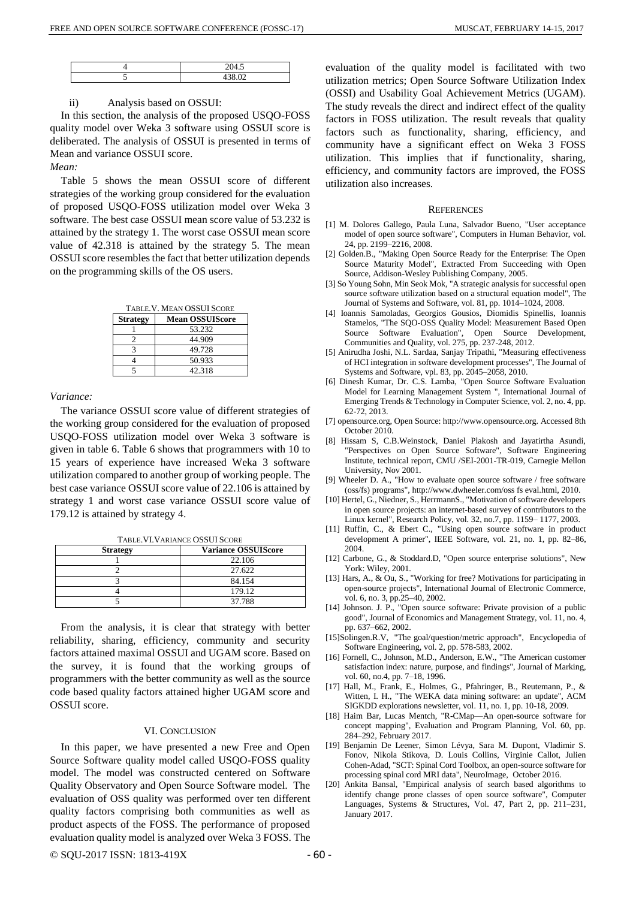| | |
|---|---|
| 4 | 204.5 |
| 5 | 438.02 |

ii) Analysis based on OSSUI:

In this section, the analysis of the proposed USQO-FOSS quality model over Weka 3 software using OSSUI score is deliberated. The analysis of OSSUI is presented in terms of Mean and variance OSSUI score.

*Mean:*

Table 5 shows the mean OSSUI score of different strategies of the working group considered for the evaluation of proposed USQO-FOSS utilization model over Weka 3 software. The best case OSSUI mean score value of 53.232 is attained by the strategy 1. The worst case OSSUI mean score value of 42.318 is attained by the strategy 5. The mean OSSUI score resembles the fact that better utilization depends on the programming skills of the OS users.

TABLE.V. MEAN OSSUI SCORE

| Strategy | Mean OSSUIScore |
|---|---|
| 1 | 53.232 |
| 2 | 44.909 |
| 3 | 49.728 |
| 4 | 50.933 |
| 5 | 42.318 |

*Variance:*

The variance OSSUI score value of different strategies of the working group considered for the evaluation of proposed USQO-FOSS utilization model over Weka 3 software is given in table 6. Table 6 shows that programmers with 10 to 15 years of experience have increased Weka 3 software utilization compared to another group of working people. The best case variance OSSUI score value of 22.106 is attained by strategy 1 and worst case variance OSSUI score value of 179.12 is attained by strategy 4.

TABLE.VI.VARIANCE OSSUI SCORE

| Strategy | Variance OSSUIScore |
|---|---|
| 1 | 22.106 |
| 2 | 27.622 |
| 3 | 84.154 |
| 4 | 179.12 |
| 5 | 37.788 |

From the analysis, it is clear that strategy with better reliability, sharing, efficiency, community and security factors attained maximal OSSUI and UGAM score. Based on the survey, it is found that the working groups of programmers with the better community as well as the source code based quality factors attained higher UGAM score and OSSUI score.

## VI. CONCLUSION

In this paper, we have presented a new Free and Open Source Software quality model called USQO-FOSS quality model. The model was constructed centered on Software Quality Observatory and Open Source Software model. The evaluation of OSS quality was performed over ten different quality factors comprising both communities as well as product aspects of the FOSS. The performance of proposed evaluation quality model is analyzed over Weka 3 FOSS. The evaluation of the quality model is facilitated with two utilization metrics; Open Source Software Utilization Index (OSSI) and Usability Goal Achievement Metrics (UGAM). The study reveals the direct and indirect effect of the quality factors in FOSS utilization. The result reveals that quality factors such as functionality, sharing, efficiency, and community have a significant effect on Weka 3 FOSS utilization. This implies that if functionality, sharing, efficiency, and community factors are improved, the FOSS utilization also increases.

## REFERENCES

[1] M. Dolores Gallego, Paula Luna, Salvador Bueno, "User acceptance model of open source software", Computers in Human Behavior, vol. 24, pp. 2199–2216, 2008.

[2] Golden.B., "Making Open Source Ready for the Enterprise: The Open Source Maturity Model", Extracted From Succeeding with Open Source, Addison-Wesley Publishing Company, 2005.

[3] So Young Sohn, Min Seok Mok, "A strategic analysis for successful open source software utilization based on a structural equation model", The Journal of Systems and Software, vol. 81, pp. 1014–1024, 2008.

[4] Ioannis Samoladas, Georgios Gousios, Diomidis Spinellis, Ioannis Stamelos, "The SQO-OSS Quality Model: Measurement Based Open Source Software Evaluation", Open Source Development, Communities and Quality, vol. 275, pp. 237-248, 2012.

[5] Anirudha Joshi, N.L. Sardaa, Sanjay Tripathi, "Measuring effectiveness of HCI integration in software development processes", The Journal of Systems and Software, vpl. 83, pp. 2045–2058, 2010.

[6] Dinesh Kumar, Dr. C.S. Lamba, "Open Source Software Evaluation Model for Learning Management System ", International Journal of Emerging Trends & Technology in Computer Science, vol. 2, no. 4, pp. 62-72, 2013.

[7] opensource.org, Open Source: http://www.opensource.org. Accessed 8th October 2010.

[8] Hissam S, C.B.Weinstock, Daniel Plakosh and Jayatirtha Asundi, "Perspectives on Open Source Software", Software Engineering Institute, technical report, CMU /SEI-2001-TR-019, Carnegie Mellon University, Nov 2001.

[9] Wheeler D. A., "How to evaluate open source software / free software (oss/fs) programs", http://www.dwheeler.com/oss fs eval.html, 2010.

[10] Hertel, G., Niedner, S., HerrmannS., "Motivation of software developers in open source projects: an internet-based survey of contributors to the Linux kernel", Research Policy, vol. 32, no.7, pp. 1159– 1177, 2003.

[11] Ruffin, C., & Ebert C., "Using open source software in product development A primer", IEEE Software, vol. 21, no. 1, pp. 82–86, 2004.

[12] Carbone, G., & Stoddard.D, "Open source enterprise solutions", New York: Wiley, 2001.

[13] Hars, A., & Ou, S., "Working for free? Motivations for participating in open-source projects", International Journal of Electronic Commerce, vol. 6, no. 3, pp.25–40, 2002.

[14] Johnson. J. P., "Open source software: Private provision of a public good", Journal of Economics and Management Strategy, vol. 11, no. 4, pp. 637–662, 2002.

[15]Solingen.R.V, "The goal/question/metric approach", Encyclopedia of Software Engineering, vol. 2, pp. 578-583, 2002.

[16] Fornell, C., Johnson, M.D., Anderson, E.W., "The American customer satisfaction index: nature, purpose, and findings", Journal of Marking, vol. 60, no.4, pp. 7–18, 1996.

[17] Hall, M., Frank, E., Holmes, G., Pfahringer, B., Reutemann, P., & Witten, I. H., "The WEKA data mining software: an update", ACM SIGKDD explorations newsletter, vol. 11, no. 1, pp. 10-18, 2009.

[18] Haim Bar, Lucas Mentch, "R-CMap—An open-source software for concept mapping", Evaluation and Program Planning, Vol. 60, pp. 284–292, February 2017.

[19] Benjamin De Leener, Simon Lévya, Sara M. Dupont, Vladimir S. Fonov, Nikola Stikova, D. Louis Collins, Virginie Callot, Julien Cohen-Adad, "SCT: Spinal Cord Toolbox, an open-source software for processing spinal cord MRI data", NeuroImage, October 2016.

[20] Ankita Bansal, "Empirical analysis of search based algorithms to identify change prone classes of open source software", Computer Languages, Systems & Structures, Vol. 47, Part 2, pp. 211–231, January 2017.